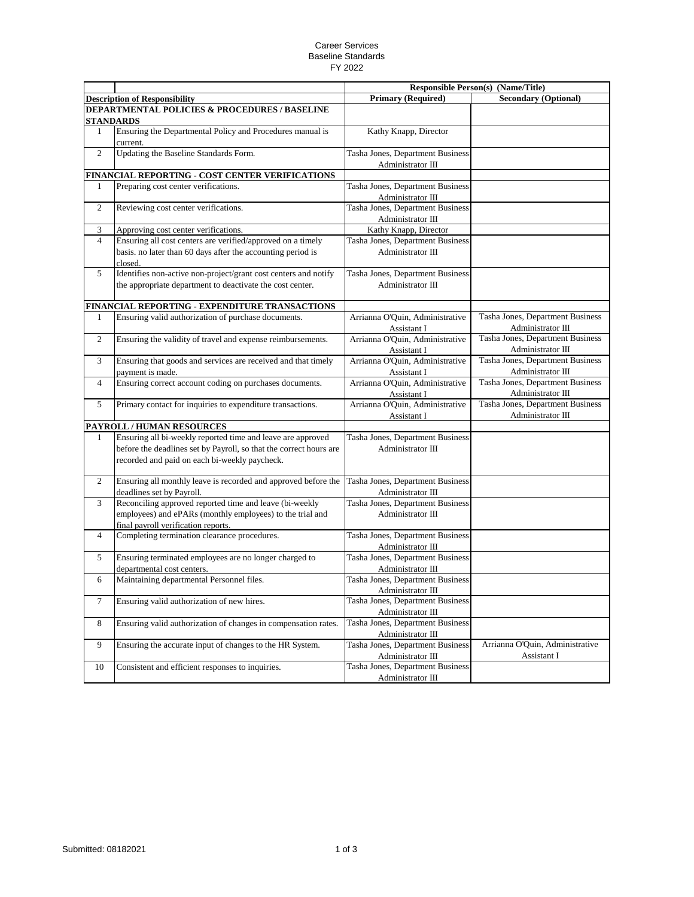Career Services
Baseline Standards
FY 2022

| | | Responsible Person(s) (Name/Title) | |
|---|---|---|---|
| **Description of Responsibility** | | **Primary (Required)** | **Secondary (Optional)** |
| **DEPARTMENTAL POLICIES & PROCEDURES / BASELINE STANDARDS** | | | |
| 1 | Ensuring the Departmental Policy and Procedures manual is current. | Kathy Knapp, Director | |
| 2 | Updating the Baseline Standards Form. | Tasha Jones, Department Business Administrator III | |
| **FINANCIAL REPORTING - COST CENTER VERIFICATIONS** | | | |
| 1 | Preparing cost center verifications. | Tasha Jones, Department Business Administrator III | |
| 2 | Reviewing cost center verifications. | Tasha Jones, Department Business Administrator III | |
| 3 | Approving cost center verifications. | Kathy Knapp, Director | |
| 4 | Ensuring all cost centers are verified/approved on a timely basis. no later than 60 days after the accounting period is closed. | Tasha Jones, Department Business Administrator III | |
| 5 | Identifies non-active non-project/grant cost centers and notify the appropriate department to deactivate the cost center. | Tasha Jones, Department Business Administrator III | |
| **FINANCIAL REPORTING - EXPENDITURE TRANSACTIONS** | | | |
| 1 | Ensuring valid authorization of purchase documents. | Arrianna O'Quin, Administrative Assistant I | Tasha Jones, Department Business Administrator III |
| 2 | Ensuring the validity of travel and expense reimbursements. | Arrianna O'Quin, Administrative Assistant I | Tasha Jones, Department Business Administrator III |
| 3 | Ensuring that goods and services are received and that timely payment is made. | Arrianna O'Quin, Administrative Assistant I | Tasha Jones, Department Business Administrator III |
| 4 | Ensuring correct account coding on purchases documents. | Arrianna O'Quin, Administrative Assistant I | Tasha Jones, Department Business Administrator III |
| 5 | Primary contact for inquiries to expenditure transactions. | Arrianna O'Quin, Administrative Assistant I | Tasha Jones, Department Business Administrator III |
| **PAYROLL / HUMAN RESOURCES** | | | |
| 1 | Ensuring all bi-weekly reported time and leave are approved before the deadlines set by Payroll, so that the correct hours are recorded and paid on each bi-weekly paycheck. | Tasha Jones, Department Business Administrator III | |
| 2 | Ensuring all monthly leave is recorded and approved before the deadlines set by Payroll. | Tasha Jones, Department Business Administrator III | |
| 3 | Reconciling approved reported time and leave (bi-weekly employees) and ePARs (monthly employees) to the trial and final payroll verification reports. | Tasha Jones, Department Business Administrator III | |
| 4 | Completing termination clearance procedures. | Tasha Jones, Department Business Administrator III | |
| 5 | Ensuring terminated employees are no longer charged to departmental cost centers. | Tasha Jones, Department Business Administrator III | |
| 6 | Maintaining departmental Personnel files. | Tasha Jones, Department Business Administrator III | |
| 7 | Ensuring valid authorization of new hires. | Tasha Jones, Department Business Administrator III | |
| 8 | Ensuring valid authorization of changes in compensation rates. | Tasha Jones, Department Business Administrator III | |
| 9 | Ensuring the accurate input of changes to the HR System. | Tasha Jones, Department Business Administrator III | Arrianna O'Quin, Administrative Assistant I |
| 10 | Consistent and efficient responses to inquiries. | Tasha Jones, Department Business Administrator III | |

Submitted: 08182021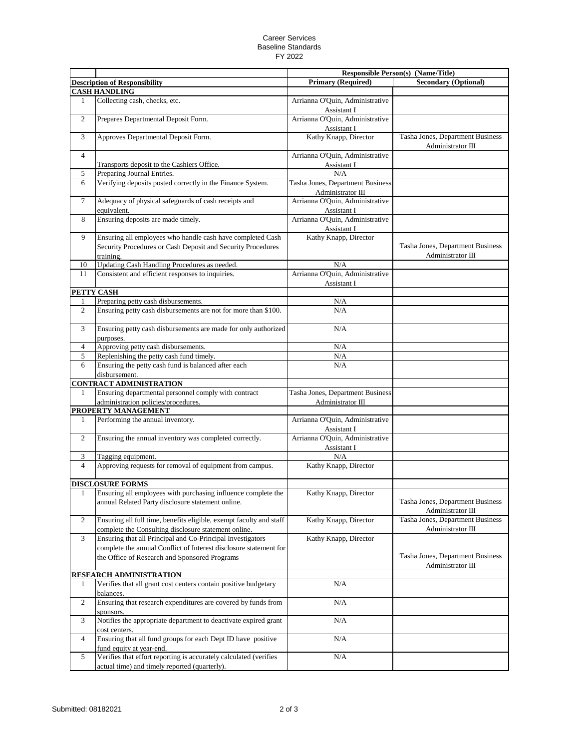Career Services
Baseline Standards
FY 2022

| | | Responsible Person(s) (Name/Title) | |
|---|---|---|---|
| **Description of Responsibility** | | **Primary (Required)** | **Secondary (Optional)** |
| **CASH HANDLING** | | | |
| 1 | Collecting cash, checks, etc. | Arrianna O'Quin, Administrative Assistant I | |
| 2 | Prepares Departmental Deposit Form. | Arrianna O'Quin, Administrative Assistant I | |
| 3 | Approves Departmental Deposit Form. | Kathy Knapp, Director | Tasha Jones, Department Business Administrator III |
| 4 | Transports deposit to the Cashiers Office. | Arrianna O'Quin, Administrative Assistant I | |
| 5 | Preparing Journal Entries. | N/A | |
| 6 | Verifying deposits posted correctly in the Finance System. | Tasha Jones, Department Business Administrator III | |
| 7 | Adequacy of physical safeguards of cash receipts and equivalent. | Arrianna O'Quin, Administrative Assistant I | |
| 8 | Ensuring deposits are made timely. | Arrianna O'Quin, Administrative Assistant I | |
| 9 | Ensuring all employees who handle cash have completed Cash Security Procedures or Cash Deposit and Security Procedures training. | Kathy Knapp, Director | Tasha Jones, Department Business Administrator III |
| 10 | Updating Cash Handling Procedures as needed. | N/A | |
| 11 | Consistent and efficient responses to inquiries. | Arrianna O'Quin, Administrative Assistant I | |
| **PETTY CASH** | | | |
| 1 | Preparing petty cash disbursements. | N/A | |
| 2 | Ensuring petty cash disbursements are not for more than $100. | N/A | |
| 3 | Ensuring petty cash disbursements are made for only authorized purposes. | N/A | |
| 4 | Approving petty cash disbursements. | N/A | |
| 5 | Replenishing the petty cash fund timely. | N/A | |
| 6 | Ensuring the petty cash fund is balanced after each disbursement. | N/A | |
| **CONTRACT ADMINISTRATION** | | | |
| 1 | Ensuring departmental personnel comply with contract administration policies/procedures. | Tasha Jones, Department Business Administrator III | |
| **PROPERTY MANAGEMENT** | | | |
| 1 | Performing the annual inventory. | Arrianna O'Quin, Administrative Assistant I | |
| 2 | Ensuring the annual inventory was completed correctly. | Arrianna O'Quin, Administrative Assistant I | |
| 3 | Tagging equipment. | N/A | |
| 4 | Approving requests for removal of equipment from campus. | Kathy Knapp, Director | |
| **DISCLOSURE FORMS** | | | |
| 1 | Ensuring all employees with purchasing influence complete the annual Related Party disclosure statement online. | Kathy Knapp, Director | Tasha Jones, Department Business Administrator III |
| 2 | Ensuring all full time, benefits eligible, exempt faculty and staff complete the Consulting disclosure statement online. | Kathy Knapp, Director | Tasha Jones, Department Business Administrator III |
| 3 | Ensuring that all Principal and Co-Principal Investigators complete the annual Conflict of Interest disclosure statement for the Office of Research and Sponsored Programs | Kathy Knapp, Director | Tasha Jones, Department Business Administrator III |
| **RESEARCH ADMINISTRATION** | | | |
| 1 | Verifies that all grant cost centers contain positive budgetary balances. | N/A | |
| 2 | Ensuring that research expenditures are covered by funds from sponsors. | N/A | |
| 3 | Notifies the appropriate department to deactivate expired grant cost centers. | N/A | |
| 4 | Ensuring that all fund groups for each Dept ID have positive fund equity at year-end. | N/A | |
| 5 | Verifies that effort reporting is accurately calculated (verifies actual time) and timely reported (quarterly). | N/A | |

Submitted: 08182021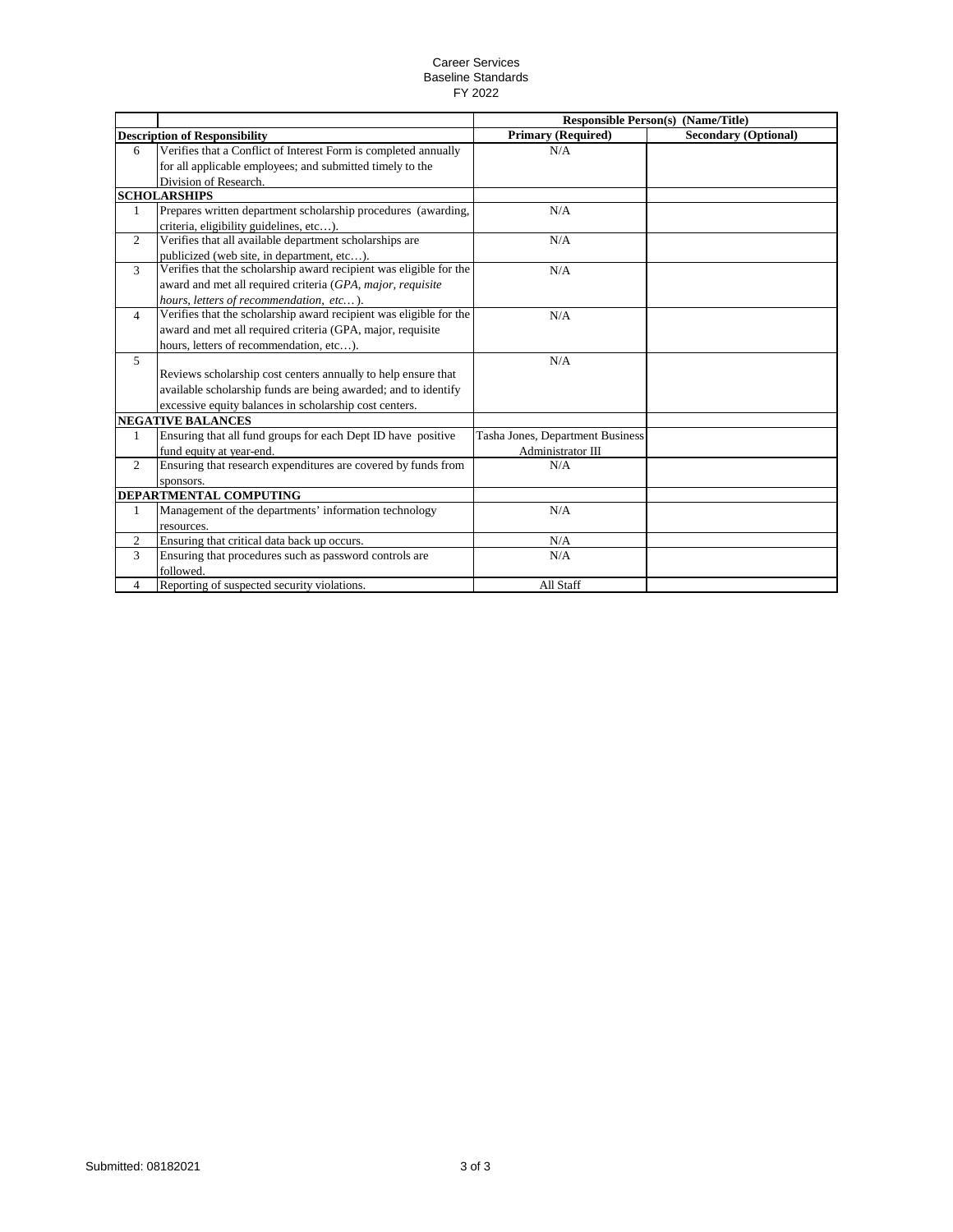Career Services
Baseline Standards
FY 2022

| | | Responsible Person(s) (Name/Title) | |
|---|---|---|---|
| Description of Responsibility | | Primary (Required) | Secondary (Optional) |
| 6 | Verifies that a Conflict of Interest Form is completed annually for all applicable employees; and submitted timely to the Division of Research. | N/A | |
| **SCHOLARSHIPS** | | | |
| 1 | Prepares written department scholarship procedures (awarding, criteria, eligibility guidelines, etc…). | N/A | |
| 2 | Verifies that all available department scholarships are publicized (web site, in department, etc…). | N/A | |
| 3 | Verifies that the scholarship award recipient was eligible for the award and met all required criteria (*GPA, major, requisite hours, letters of recommendation, etc…*). | N/A | |
| 4 | Verifies that the scholarship award recipient was eligible for the award and met all required criteria (GPA, major, requisite hours, letters of recommendation, etc…). | N/A | |
| 5 | Reviews scholarship cost centers annually to help ensure that available scholarship funds are being awarded; and to identify excessive equity balances in scholarship cost centers. | N/A | |
| **NEGATIVE BALANCES** | | | |
| 1 | Ensuring that all fund groups for each Dept ID have positive fund equity at year-end. | Tasha Jones, Department Business Administrator III | |
| 2 | Ensuring that research expenditures are covered by funds from sponsors. | N/A | |
| **DEPARTMENTAL COMPUTING** | | | |
| 1 | Management of the departments' information technology resources. | N/A | |
| 2 | Ensuring that critical data back up occurs. | N/A | |
| 3 | Ensuring that procedures such as password controls are followed. | N/A | |
| 4 | Reporting of suspected security violations. | All Staff | |

Submitted: 08182021